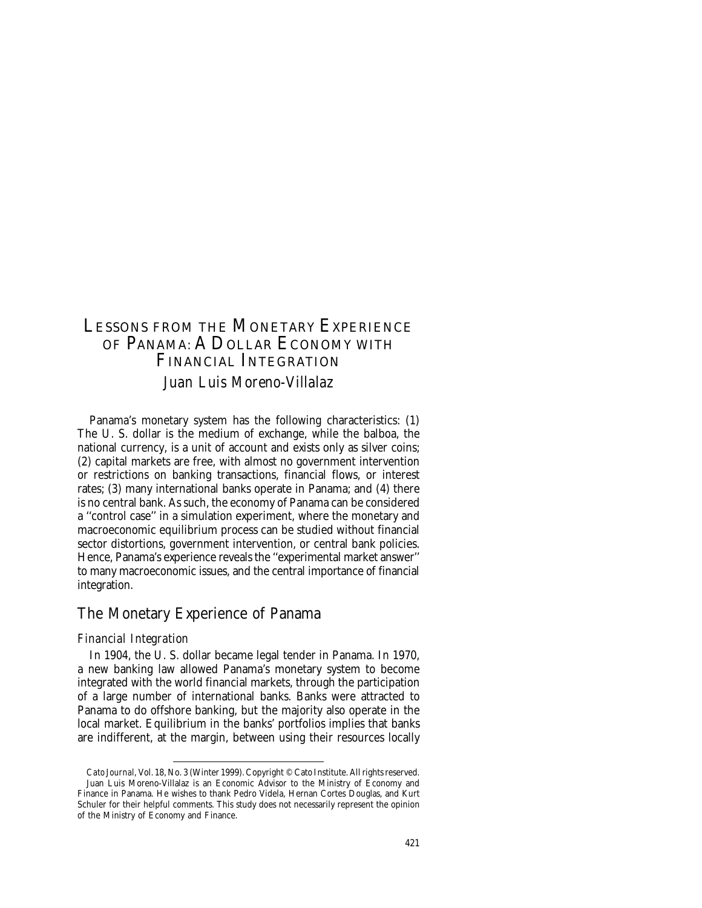# Lessons from the Monetary Experience of Panama: A Dollar Economy with Financial Integration

Juan Luis Moreno-Villalaz

Panama's monetary system has the following characteristics: (1) The U. S. dollar is the medium of exchange, while the balboa, the national currency, is a unit of account and exists only as silver coins; (2) capital markets are free, with almost no government intervention or restrictions on banking transactions, financial flows, or interest rates; (3) many international banks operate in Panama; and (4) there is no central bank. As such, the economy of Panama can be considered a ''control case'' in a simulation experiment, where the monetary and macroeconomic equilibrium process can be studied without financial sector distortions, government intervention, or central bank policies. Hence, Panama's experience reveals the ''experimental market answer'' to many macroeconomic issues, and the central importance of financial integration.

## The Monetary Experience of Panama

### Financial Integration

In 1904, the U. S. dollar became legal tender in Panama. In 1970, a new banking law allowed Panama's monetary system to become integrated with the world financial markets, through the participation of a large number of international banks. Banks were attracted to Panama to do offshore banking, but the majority also operate in the local market. Equilibrium in the banks' portfolios implies that banks are indifferent, at the margin, between using their resources locally

---

*Cato Journal*, Vol. 18, No. 3 (Winter 1999). Copyright © Cato Institute. All rights reserved.

Juan Luis Moreno-Villalaz is an Economic Advisor to the Ministry of Economy and Finance in Panama. He wishes to thank Pedro Videla, Hernan Cortes Douglas, and Kurt Schuler for their helpful comments. This study does not necessarily represent the opinion of the Ministry of Economy and Finance.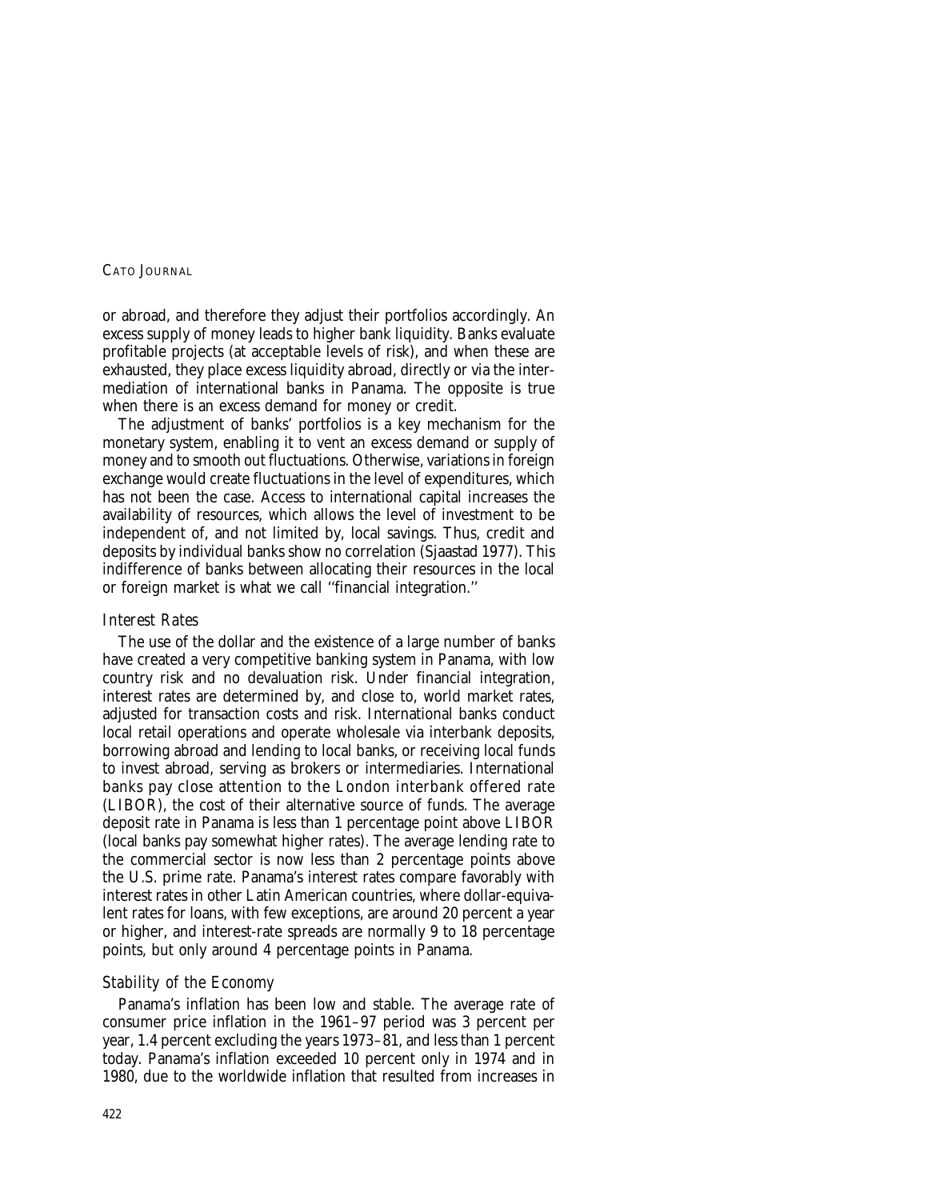or abroad, and therefore they adjust their portfolios accordingly. An excess supply of money leads to higher bank liquidity. Banks evaluate profitable projects (at acceptable levels of risk), and when these are exhausted, they place excess liquidity abroad, directly or via the intermediation of international banks in Panama. The opposite is true when there is an excess demand for money or credit.

The adjustment of banks' portfolios is a key mechanism for the monetary system, enabling it to vent an excess demand or supply of money and to smooth out fluctuations. Otherwise, variations in foreign exchange would create fluctuations in the level of expenditures, which has not been the case. Access to international capital increases the availability of resources, which allows the level of investment to be independent of, and not limited by, local savings. Thus, credit and deposits by individual banks show no correlation (Sjaastad 1977). This indifference of banks between allocating their resources in the local or foreign market is what we call "financial integration."

### Interest Rates

The use of the dollar and the existence of a large number of banks have created a very competitive banking system in Panama, with low country risk and no devaluation risk. Under financial integration, interest rates are determined by, and close to, world market rates, adjusted for transaction costs and risk. International banks conduct local retail operations and operate wholesale via interbank deposits, borrowing abroad and lending to local banks, or receiving local funds to invest abroad, serving as brokers or intermediaries. International banks pay close attention to the London interbank offered rate (LIBOR), the cost of their alternative source of funds. The average deposit rate in Panama is less than 1 percentage point above LIBOR (local banks pay somewhat higher rates). The average lending rate to the commercial sector is now less than 2 percentage points above the U.S. prime rate. Panama's interest rates compare favorably with interest rates in other Latin American countries, where dollar-equivalent rates for loans, with few exceptions, are around 20 percent a year or higher, and interest-rate spreads are normally 9 to 18 percentage points, but only around 4 percentage points in Panama.

### Stability of the Economy

Panama's inflation has been low and stable. The average rate of consumer price inflation in the 1961–97 period was 3 percent per year, 1.4 percent excluding the years 1973–81, and less than 1 percent today. Panama's inflation exceeded 10 percent only in 1974 and in 1980, due to the worldwide inflation that resulted from increases in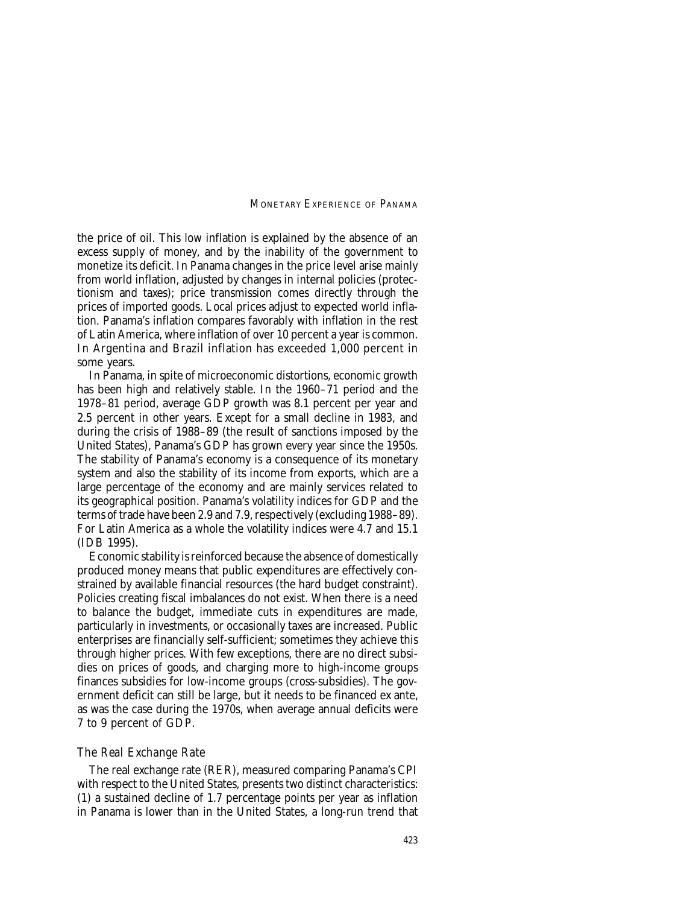the price of oil. This low inflation is explained by the absence of an excess supply of money, and by the inability of the government to monetize its deficit. In Panama changes in the price level arise mainly from world inflation, adjusted by changes in internal policies (protectionism and taxes); price transmission comes directly through the prices of imported goods. Local prices adjust to expected world inflation. Panama's inflation compares favorably with inflation in the rest of Latin America, where inflation of over 10 percent a year is common. In Argentina and Brazil inflation has exceeded 1,000 percent in some years.

In Panama, in spite of microeconomic distortions, economic growth has been high and relatively stable. In the 1960–71 period and the 1978–81 period, average GDP growth was 8.1 percent per year and 2.5 percent in other years. Except for a small decline in 1983, and during the crisis of 1988–89 (the result of sanctions imposed by the United States), Panama's GDP has grown every year since the 1950s. The stability of Panama's economy is a consequence of its monetary system and also the stability of its income from exports, which are a large percentage of the economy and are mainly services related to its geographical position. Panama's volatility indices for GDP and the terms of trade have been 2.9 and 7.9, respectively (excluding 1988–89). For Latin America as a whole the volatility indices were 4.7 and 15.1 (IDB 1995).

Economic stability is reinforced because the absence of domestically produced money means that public expenditures are effectively constrained by available financial resources (the hard budget constraint). Policies creating fiscal imbalances do not exist. When there is a need to balance the budget, immediate cuts in expenditures are made, particularly in investments, or occasionally taxes are increased. Public enterprises are financially self-sufficient; sometimes they achieve this through higher prices. With few exceptions, there are no direct subsidies on prices of goods, and charging more to high-income groups finances subsidies for low-income groups (cross-subsidies). The government deficit can still be large, but it needs to be financed ex ante, as was the case during the 1970s, when average annual deficits were 7 to 9 percent of GDP.

### *The Real Exchange Rate*

The real exchange rate (RER), measured comparing Panama's CPI with respect to the United States, presents two distinct characteristics: (1) a sustained decline of 1.7 percentage points per year as inflation in Panama is lower than in the United States, a long-run trend that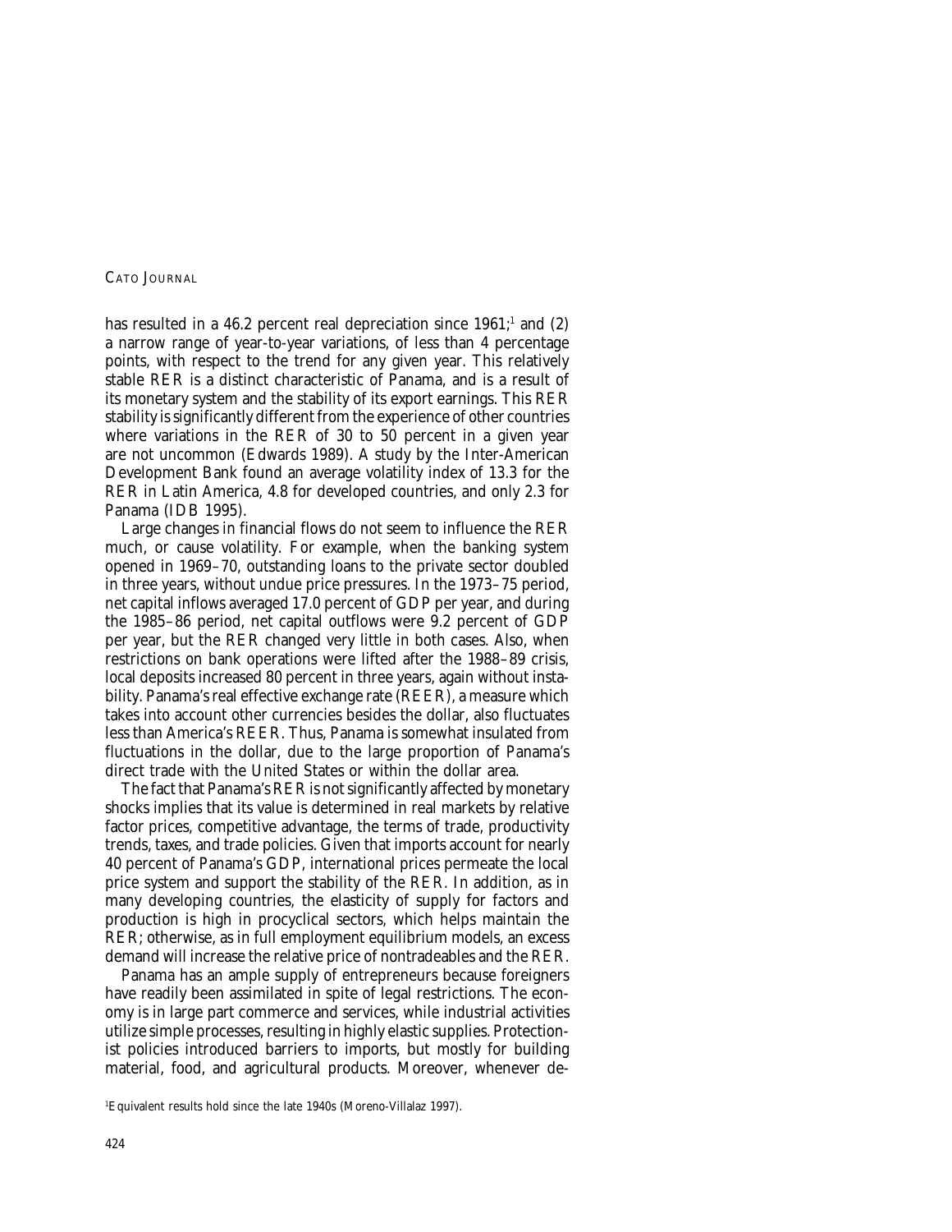has resulted in a 46.2 percent real depreciation since 1961;[1] and (2) a narrow range of year-to-year variations, of less than 4 percentage points, with respect to the trend for any given year. This relatively stable RER is a distinct characteristic of Panama, and is a result of its monetary system and the stability of its export earnings. This RER stability is significantly different from the experience of other countries where variations in the RER of 30 to 50 percent in a given year are not uncommon (Edwards 1989). A study by the Inter-American Development Bank found an average volatility index of 13.3 for the RER in Latin America, 4.8 for developed countries, and only 2.3 for Panama (IDB 1995).

Large changes in financial flows do not seem to influence the RER much, or cause volatility. For example, when the banking system opened in 1969–70, outstanding loans to the private sector doubled in three years, without undue price pressures. In the 1973–75 period, net capital inflows averaged 17.0 percent of GDP per year, and during the 1985–86 period, net capital outflows were 9.2 percent of GDP per year, but the RER changed very little in both cases. Also, when restrictions on bank operations were lifted after the 1988–89 crisis, local deposits increased 80 percent in three years, again without instability. Panama's real effective exchange rate (REER), a measure which takes into account other currencies besides the dollar, also fluctuates less than America's REER. Thus, Panama is somewhat insulated from fluctuations in the dollar, due to the large proportion of Panama's direct trade with the United States or within the dollar area.

The fact that Panama's RER is not significantly affected by monetary shocks implies that its value is determined in real markets by relative factor prices, competitive advantage, the terms of trade, productivity trends, taxes, and trade policies. Given that imports account for nearly 40 percent of Panama's GDP, international prices permeate the local price system and support the stability of the RER. In addition, as in many developing countries, the elasticity of supply for factors and production is high in procyclical sectors, which helps maintain the RER; otherwise, as in full employment equilibrium models, an excess demand will increase the relative price of nontradeables and the RER.

Panama has an ample supply of entrepreneurs because foreigners have readily been assimilated in spite of legal restrictions. The economy is in large part commerce and services, while industrial activities utilize simple processes, resulting in highly elastic supplies. Protectionist policies introduced barriers to imports, but mostly for building material, food, and agricultural products. Moreover, whenever de-

[1] Equivalent results hold since the late 1940s (Moreno-Villalaz 1997).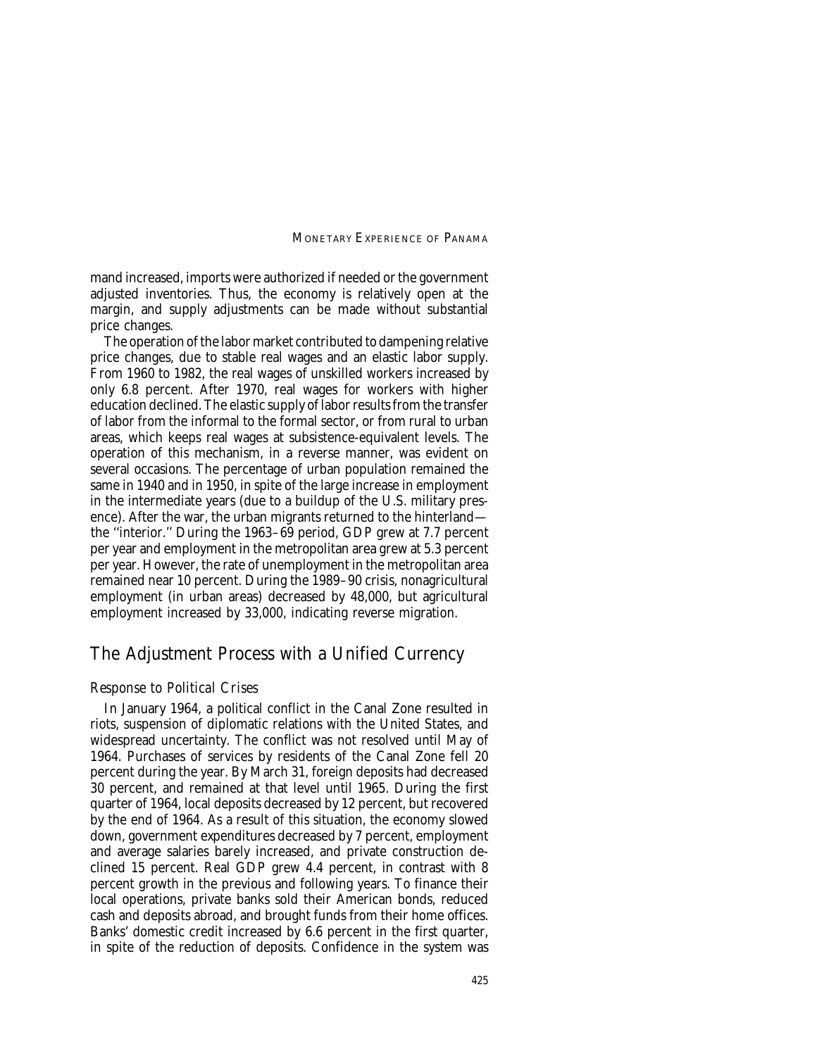mand increased, imports were authorized if needed or the government adjusted inventories. Thus, the economy is relatively open at the margin, and supply adjustments can be made without substantial price changes.

The operation of the labor market contributed to dampening relative price changes, due to stable real wages and an elastic labor supply. From 1960 to 1982, the real wages of unskilled workers increased by only 6.8 percent. After 1970, real wages for workers with higher education declined. The elastic supply of labor results from the transfer of labor from the informal to the formal sector, or from rural to urban areas, which keeps real wages at subsistence-equivalent levels. The operation of this mechanism, in a reverse manner, was evident on several occasions. The percentage of urban population remained the same in 1940 and in 1950, in spite of the large increase in employment in the intermediate years (due to a buildup of the U.S. military presence). After the war, the urban migrants returned to the hinterland—the ''interior.'' During the 1963–69 period, GDP grew at 7.7 percent per year and employment in the metropolitan area grew at 5.3 percent per year. However, the rate of unemployment in the metropolitan area remained near 10 percent. During the 1989–90 crisis, nonagricultural employment (in urban areas) decreased by 48,000, but agricultural employment increased by 33,000, indicating reverse migration.

## The Adjustment Process with a Unified Currency

### *Response to Political Crises*

In January 1964, a political conflict in the Canal Zone resulted in riots, suspension of diplomatic relations with the United States, and widespread uncertainty. The conflict was not resolved until May of 1964. Purchases of services by residents of the Canal Zone fell 20 percent during the year. By March 31, foreign deposits had decreased 30 percent, and remained at that level until 1965. During the first quarter of 1964, local deposits decreased by 12 percent, but recovered by the end of 1964. As a result of this situation, the economy slowed down, government expenditures decreased by 7 percent, employment and average salaries barely increased, and private construction declined 15 percent. Real GDP grew 4.4 percent, in contrast with 8 percent growth in the previous and following years. To finance their local operations, private banks sold their American bonds, reduced cash and deposits abroad, and brought funds from their home offices. Banks' domestic credit increased by 6.6 percent in the first quarter, in spite of the reduction of deposits. Confidence in the system was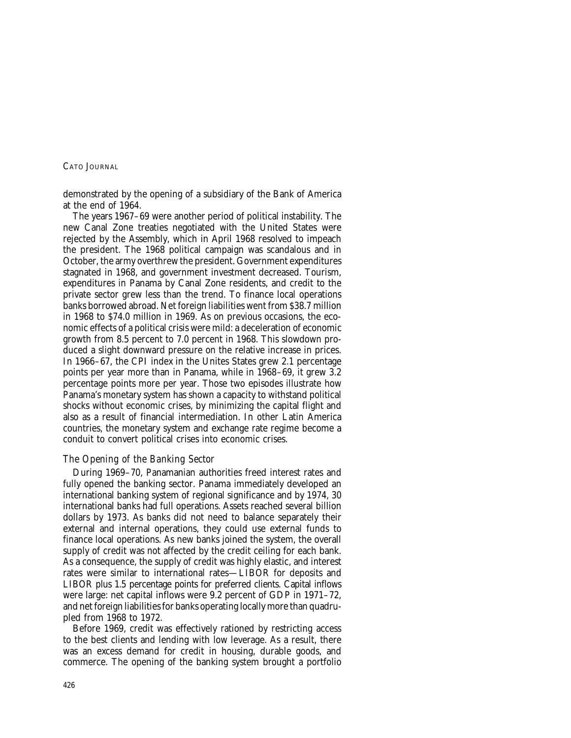demonstrated by the opening of a subsidiary of the Bank of America at the end of 1964.

The years 1967–69 were another period of political instability. The new Canal Zone treaties negotiated with the United States were rejected by the Assembly, which in April 1968 resolved to impeach the president. The 1968 political campaign was scandalous and in October, the army overthrew the president. Government expenditures stagnated in 1968, and government investment decreased. Tourism, expenditures in Panama by Canal Zone residents, and credit to the private sector grew less than the trend. To finance local operations banks borrowed abroad. Net foreign liabilities went from $38.7 million in 1968 to $74.0 million in 1969. As on previous occasions, the economic effects of a political crisis were mild: a deceleration of economic growth from 8.5 percent to 7.0 percent in 1968. This slowdown produced a slight downward pressure on the relative increase in prices. In 1966–67, the CPI index in the Unites States grew 2.1 percentage points per year more than in Panama, while in 1968–69, it grew 3.2 percentage points more per year. Those two episodes illustrate how Panama's monetary system has shown a capacity to withstand political shocks without economic crises, by minimizing the capital flight and also as a result of financial intermediation. In other Latin America countries, the monetary system and exchange rate regime become a conduit to convert political crises into economic crises.

### The Opening of the Banking Sector

During 1969–70, Panamanian authorities freed interest rates and fully opened the banking sector. Panama immediately developed an international banking system of regional significance and by 1974, 30 international banks had full operations. Assets reached several billion dollars by 1973. As banks did not need to balance separately their external and internal operations, they could use external funds to finance local operations. As new banks joined the system, the overall supply of credit was not affected by the credit ceiling for each bank. As a consequence, the supply of credit was highly elastic, and interest rates were similar to international rates—LIBOR for deposits and LIBOR plus 1.5 percentage points for preferred clients. Capital inflows were large: net capital inflows were 9.2 percent of GDP in 1971–72, and net foreign liabilities for banks operating locally more than quadrupled from 1968 to 1972.

Before 1969, credit was effectively rationed by restricting access to the best clients and lending with low leverage. As a result, there was an excess demand for credit in housing, durable goods, and commerce. The opening of the banking system brought a portfolio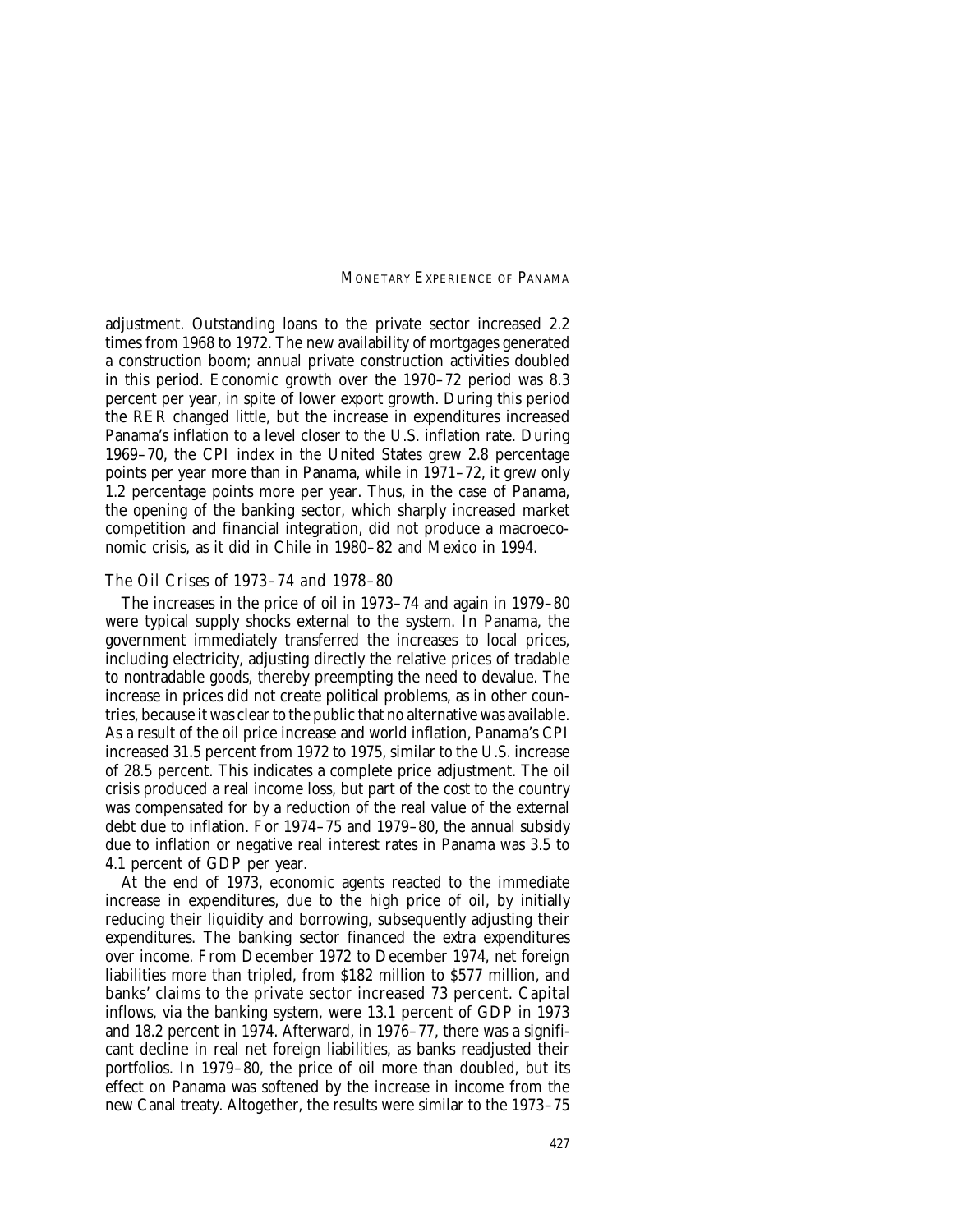adjustment. Outstanding loans to the private sector increased 2.2 times from 1968 to 1972. The new availability of mortgages generated a construction boom; annual private construction activities doubled in this period. Economic growth over the 1970–72 period was 8.3 percent per year, in spite of lower export growth. During this period the RER changed little, but the increase in expenditures increased Panama's inflation to a level closer to the U.S. inflation rate. During 1969–70, the CPI index in the United States grew 2.8 percentage points per year more than in Panama, while in 1971–72, it grew only 1.2 percentage points more per year. Thus, in the case of Panama, the opening of the banking sector, which sharply increased market competition and financial integration, did not produce a macroeconomic crisis, as it did in Chile in 1980–82 and Mexico in 1994.

### *The Oil Crises of 1973–74 and 1978–80*

The increases in the price of oil in 1973–74 and again in 1979–80 were typical supply shocks external to the system. In Panama, the government immediately transferred the increases to local prices, including electricity, adjusting directly the relative prices of tradable to nontradable goods, thereby preempting the need to devalue. The increase in prices did not create political problems, as in other countries, because it was clear to the public that no alternative was available. As a result of the oil price increase and world inflation, Panama's CPI increased 31.5 percent from 1972 to 1975, similar to the U.S. increase of 28.5 percent. This indicates a complete price adjustment. The oil crisis produced a real income loss, but part of the cost to the country was compensated for by a reduction of the real value of the external debt due to inflation. For 1974–75 and 1979–80, the annual subsidy due to inflation or negative real interest rates in Panama was 3.5 to 4.1 percent of GDP per year.

At the end of 1973, economic agents reacted to the immediate increase in expenditures, due to the high price of oil, by initially reducing their liquidity and borrowing, subsequently adjusting their expenditures. The banking sector financed the extra expenditures over income. From December 1972 to December 1974, net foreign liabilities more than tripled, from \$182 million to \$577 million, and banks' claims to the private sector increased 73 percent. Capital inflows, via the banking system, were 13.1 percent of GDP in 1973 and 18.2 percent in 1974. Afterward, in 1976–77, there was a significant decline in real net foreign liabilities, as banks readjusted their portfolios. In 1979–80, the price of oil more than doubled, but its effect on Panama was softened by the increase in income from the new Canal treaty. Altogether, the results were similar to the 1973–75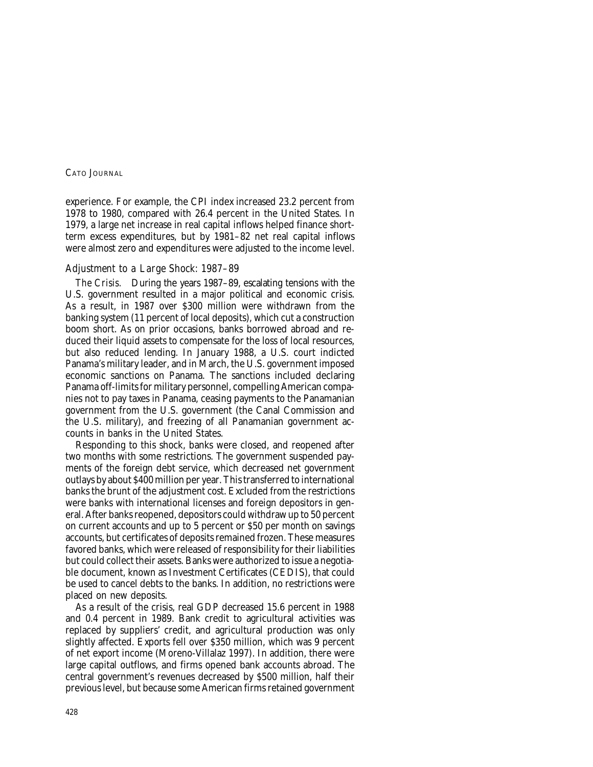experience. For example, the CPI index increased 23.2 percent from 1978 to 1980, compared with 26.4 percent in the United States. In 1979, a large net increase in real capital inflows helped finance short-term excess expenditures, but by 1981–82 net real capital inflows were almost zero and expenditures were adjusted to the income level.

### *Adjustment to a Large Shock: 1987–89*

*The Crisis.* During the years 1987–89, escalating tensions with the U.S. government resulted in a major political and economic crisis. As a result, in 1987 over $300 million were withdrawn from the banking system (11 percent of local deposits), which cut a construction boom short. As on prior occasions, banks borrowed abroad and reduced their liquid assets to compensate for the loss of local resources, but also reduced lending. In January 1988, a U.S. court indicted Panama's military leader, and in March, the U.S. government imposed economic sanctions on Panama. The sanctions included declaring Panama off-limits for military personnel, compelling American companies not to pay taxes in Panama, ceasing payments to the Panamanian government from the U.S. government (the Canal Commission and the U.S. military), and freezing of all Panamanian government accounts in banks in the United States.

Responding to this shock, banks were closed, and reopened after two months with some restrictions. The government suspended payments of the foreign debt service, which decreased net government outlays by about $400 million per year. This transferred to international banks the brunt of the adjustment cost. Excluded from the restrictions were banks with international licenses and foreign depositors in general. After banks reopened, depositors could withdraw up to 50 percent on current accounts and up to 5 percent or $50 per month on savings accounts, but certificates of deposits remained frozen. These measures favored banks, which were released of responsibility for their liabilities but could collect their assets. Banks were authorized to issue a negotiable document, known as Investment Certificates (CEDIS), that could be used to cancel debts to the banks. In addition, no restrictions were placed on new deposits.

As a result of the crisis, real GDP decreased 15.6 percent in 1988 and 0.4 percent in 1989. Bank credit to agricultural activities was replaced by suppliers' credit, and agricultural production was only slightly affected. Exports fell over $350 million, which was 9 percent of net export income (Moreno-Villalaz 1997). In addition, there were large capital outflows, and firms opened bank accounts abroad. The central government's revenues decreased by $500 million, half their previous level, but because some American firms retained government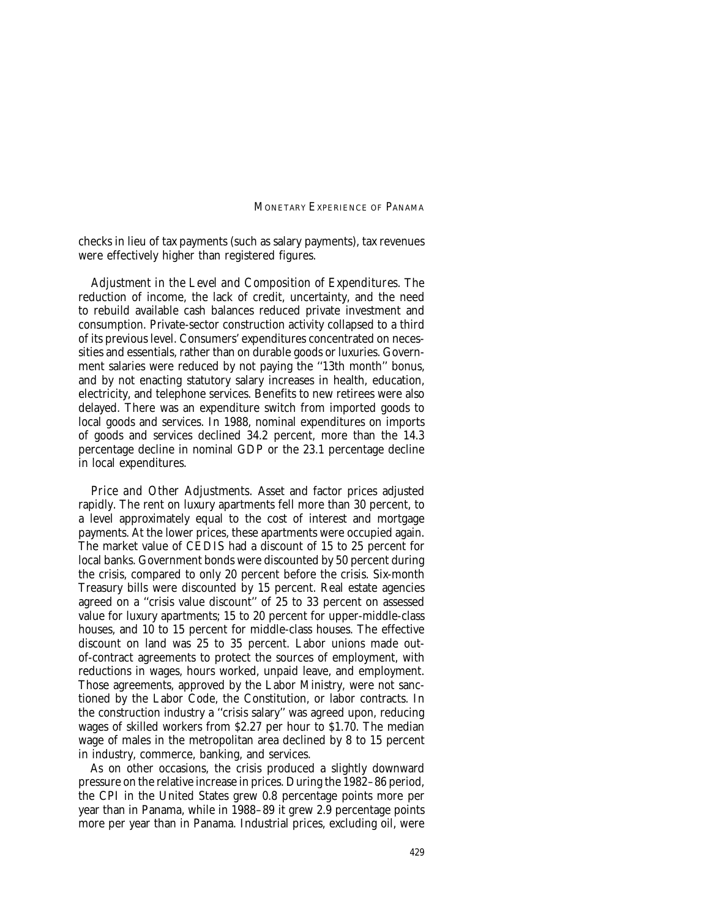checks in lieu of tax payments (such as salary payments), tax revenues were effectively higher than registered figures.

*Adjustment in the Level and Composition of Expenditures.* The reduction of income, the lack of credit, uncertainty, and the need to rebuild available cash balances reduced private investment and consumption. Private-sector construction activity collapsed to a third of its previous level. Consumers' expenditures concentrated on necessities and essentials, rather than on durable goods or luxuries. Government salaries were reduced by not paying the ''13th month'' bonus, and by not enacting statutory salary increases in health, education, electricity, and telephone services. Benefits to new retirees were also delayed. There was an expenditure switch from imported goods to local goods and services. In 1988, nominal expenditures on imports of goods and services declined 34.2 percent, more than the 14.3 percentage decline in nominal GDP or the 23.1 percentage decline in local expenditures.

*Price and Other Adjustments.* Asset and factor prices adjusted rapidly. The rent on luxury apartments fell more than 30 percent, to a level approximately equal to the cost of interest and mortgage payments. At the lower prices, these apartments were occupied again. The market value of CEDIS had a discount of 15 to 25 percent for local banks. Government bonds were discounted by 50 percent during the crisis, compared to only 20 percent before the crisis. Six-month Treasury bills were discounted by 15 percent. Real estate agencies agreed on a ''crisis value discount'' of 25 to 33 percent on assessed value for luxury apartments; 15 to 20 percent for upper-middle-class houses, and 10 to 15 percent for middle-class houses. The effective discount on land was 25 to 35 percent. Labor unions made out-of-contract agreements to protect the sources of employment, with reductions in wages, hours worked, unpaid leave, and employment. Those agreements, approved by the Labor Ministry, were not sanctioned by the Labor Code, the Constitution, or labor contracts. In the construction industry a ''crisis salary'' was agreed upon, reducing wages of skilled workers from \$2.27 per hour to \$1.70. The median wage of males in the metropolitan area declined by 8 to 15 percent in industry, commerce, banking, and services.

As on other occasions, the crisis produced a slightly downward pressure on the relative increase in prices. During the 1982–86 period, the CPI in the United States grew 0.8 percentage points more per year than in Panama, while in 1988–89 it grew 2.9 percentage points more per year than in Panama. Industrial prices, excluding oil, were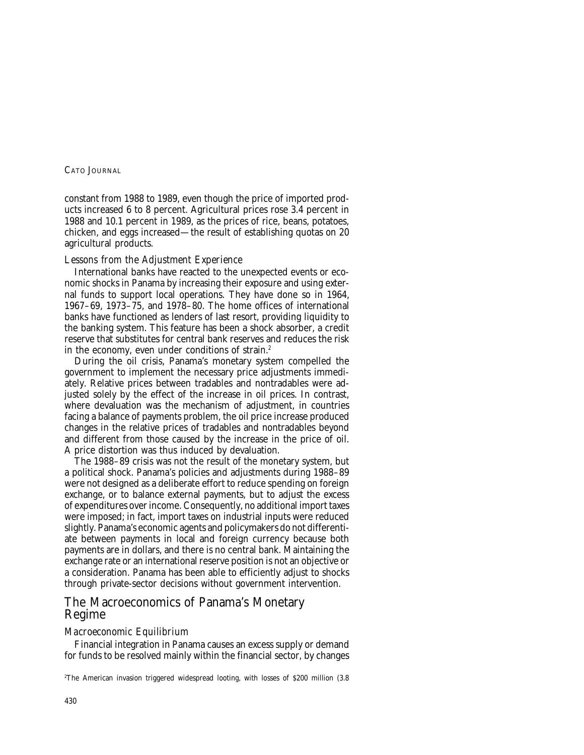constant from 1988 to 1989, even though the price of imported products increased 6 to 8 percent. Agricultural prices rose 3.4 percent in 1988 and 10.1 percent in 1989, as the prices of rice, beans, potatoes, chicken, and eggs increased—the result of establishing quotas on 20 agricultural products.

### Lessons from the Adjustment Experience

International banks have reacted to the unexpected events or economic shocks in Panama by increasing their exposure and using external funds to support local operations. They have done so in 1964, 1967–69, 1973–75, and 1978–80. The home offices of international banks have functioned as lenders of last resort, providing liquidity to the banking system. This feature has been a shock absorber, a credit reserve that substitutes for central bank reserves and reduces the risk in the economy, even under conditions of strain.[2]

During the oil crisis, Panama's monetary system compelled the government to implement the necessary price adjustments immediately. Relative prices between tradables and nontradables were adjusted solely by the effect of the increase in oil prices. In contrast, where devaluation was the mechanism of adjustment, in countries facing a balance of payments problem, the oil price increase produced changes in the relative prices of tradables and nontradables beyond and different from those caused by the increase in the price of oil. A price distortion was thus induced by devaluation.

The 1988–89 crisis was not the result of the monetary system, but a political shock. Panama's policies and adjustments during 1988–89 were not designed as a deliberate effort to reduce spending on foreign exchange, or to balance external payments, but to adjust the excess of expenditures over income. Consequently, no additional import taxes were imposed; in fact, import taxes on industrial inputs were reduced slightly. Panama's economic agents and policymakers do not differentiate between payments in local and foreign currency because both payments are in dollars, and there is no central bank. Maintaining the exchange rate or an international reserve position is not an objective or a consideration. Panama has been able to efficiently adjust to shocks through private-sector decisions without government intervention.

## The Macroeconomics of Panama's Monetary Regime

### Macroeconomic Equilibrium

Financial integration in Panama causes an excess supply or demand for funds to be resolved mainly within the financial sector, by changes

[2]The American invasion triggered widespread looting, with losses of $200 million (3.8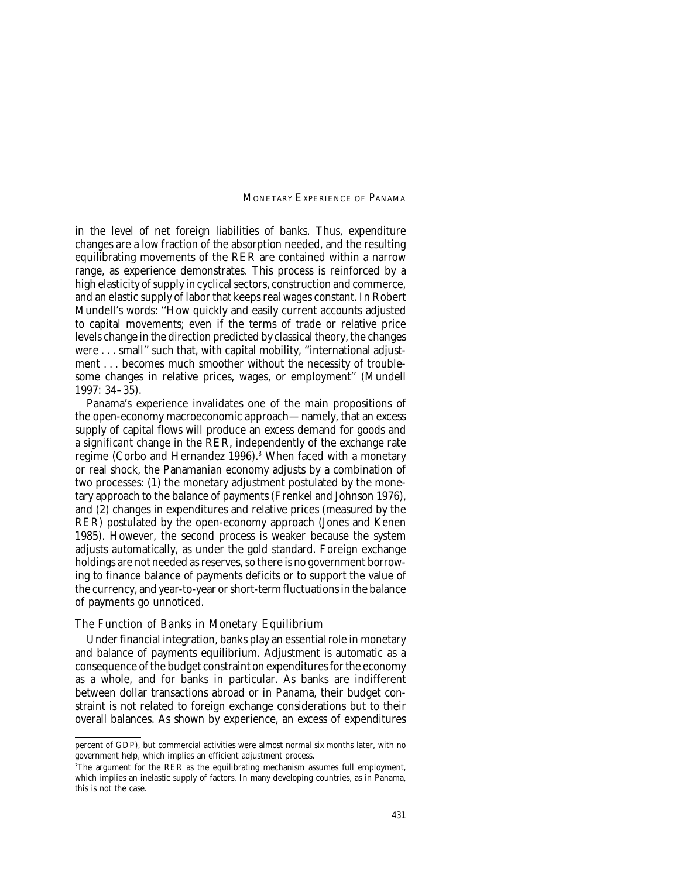in the level of net foreign liabilities of banks. Thus, expenditure changes are a low fraction of the absorption needed, and the resulting equilibrating movements of the RER are contained within a narrow range, as experience demonstrates. This process is reinforced by a high elasticity of supply in cyclical sectors, construction and commerce, and an elastic supply of labor that keeps real wages constant. In Robert Mundell's words: ''How quickly and easily current accounts adjusted to capital movements; even if the terms of trade or relative price levels change in the direction predicted by classical theory, the changes were . . . small'' such that, with capital mobility, ''international adjustment . . . becomes much smoother without the necessity of troublesome changes in relative prices, wages, or employment'' (Mundell 1997: 34–35).

Panama's experience invalidates one of the main propositions of the open-economy macroeconomic approach—namely, that an excess supply of capital flows will produce an excess demand for goods and a *significant* change in the RER, independently of the exchange rate regime (Corbo and Hernandez 1996).[3] When faced with a monetary or real shock, the Panamanian economy adjusts by a combination of two processes: (1) the monetary adjustment postulated by the monetary approach to the balance of payments (Frenkel and Johnson 1976), and (2) changes in expenditures and relative prices (measured by the RER) postulated by the open-economy approach (Jones and Kenen 1985). However, the second process is weaker because the system adjusts automatically, as under the gold standard. Foreign exchange holdings are not needed as reserves, so there is no government borrowing to finance balance of payments deficits or to support the value of the currency, and year-to-year or short-term fluctuations in the balance of payments go unnoticed.

### *The Function of Banks in Monetary Equilibrium*

Under financial integration, banks play an essential role in monetary and balance of payments equilibrium. Adjustment is automatic as a consequence of the budget constraint on expenditures for the economy as a whole, and for banks in particular. As banks are indifferent between dollar transactions abroad or in Panama, their budget constraint is not related to foreign exchange considerations but to their overall balances. As shown by experience, an excess of expenditures

---

percent of GDP), but commercial activities were almost normal six months later, with no government help, which implies an efficient adjustment process.

[3]The argument for the RER as the equilibrating mechanism assumes full employment, which implies an inelastic supply of factors. In many developing countries, as in Panama, this is not the case.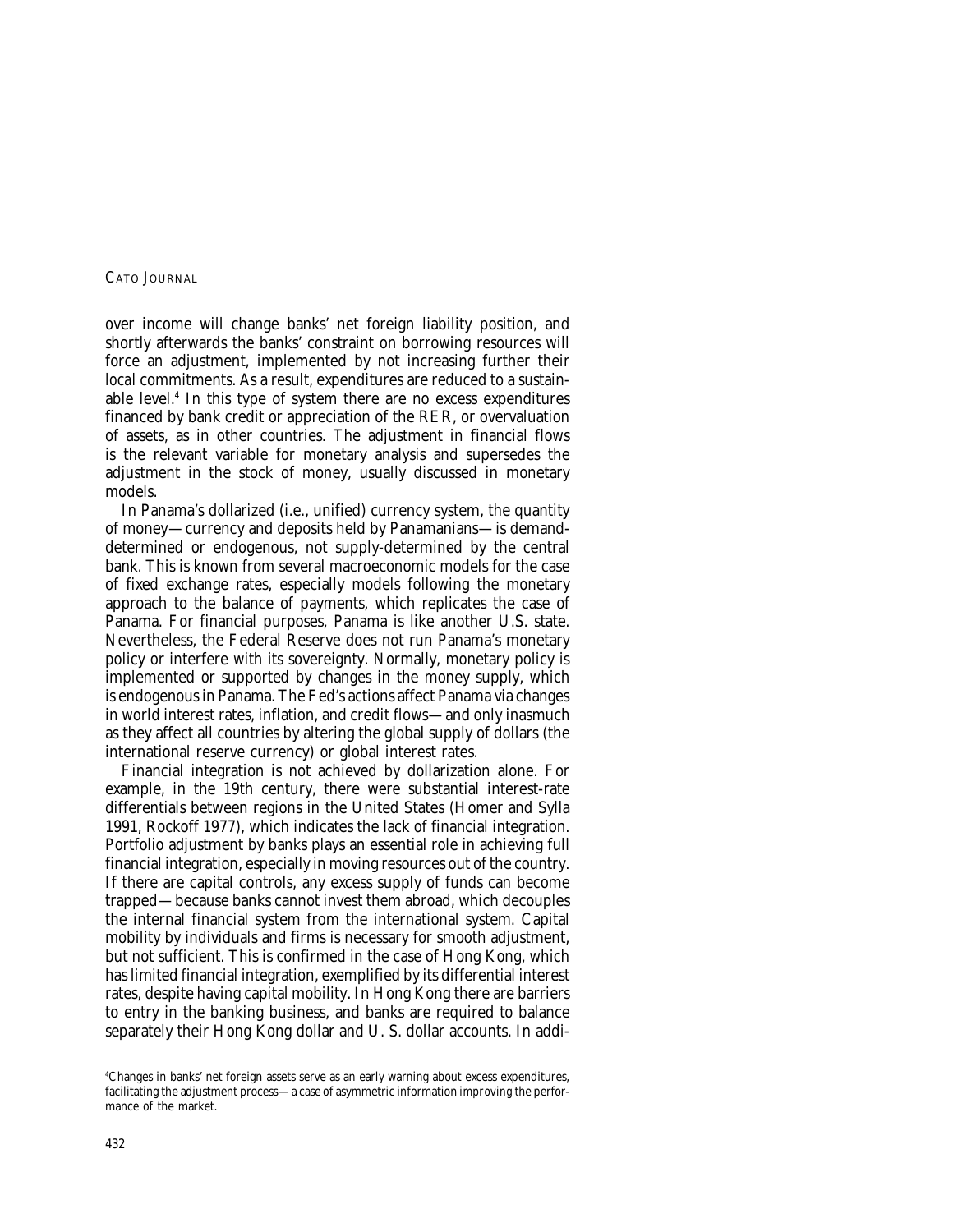over income will change banks' net foreign liability position, and shortly afterwards the banks' constraint on borrowing resources will force an adjustment, implemented by not increasing further their local commitments. As a result, expenditures are reduced to a sustainable level.[4] In this type of system there are no excess expenditures financed by bank credit or appreciation of the RER, or overvaluation of assets, as in other countries. The adjustment in financial flows is the relevant variable for monetary analysis and supersedes the adjustment in the stock of money, usually discussed in monetary models.

In Panama's dollarized (i.e., unified) currency system, the quantity of money—currency and deposits held by Panamanians—is demand-determined or endogenous, not supply-determined by the central bank. This is known from several macroeconomic models for the case of fixed exchange rates, especially models following the monetary approach to the balance of payments, which replicates the case of Panama. For financial purposes, Panama is like another U.S. state. Nevertheless, the Federal Reserve does not run Panama's monetary policy or interfere with its sovereignty. Normally, monetary policy is implemented or supported by changes in the money supply, which is endogenous in Panama. The Fed's actions affect Panama via changes in world interest rates, inflation, and credit flows—and only inasmuch as they affect all countries by altering the global supply of dollars (the international reserve currency) or global interest rates.

Financial integration is not achieved by dollarization alone. For example, in the 19th century, there were substantial interest-rate differentials between regions in the United States (Homer and Sylla 1991, Rockoff 1977), which indicates the lack of financial integration. Portfolio adjustment by banks plays an essential role in achieving full financial integration, especially in moving resources out of the country. If there are capital controls, any excess supply of funds can become trapped—because banks cannot invest them abroad, which decouples the internal financial system from the international system. Capital mobility by individuals and firms is necessary for smooth adjustment, but not sufficient. This is confirmed in the case of Hong Kong, which has limited financial integration, exemplified by its differential interest rates, despite having capital mobility. In Hong Kong there are barriers to entry in the banking business, and banks are required to balance separately their Hong Kong dollar and U. S. dollar accounts. In addi-

[4]Changes in banks' net foreign assets serve as an early warning about excess expenditures, facilitating the adjustment process—a case of asymmetric information improving the performance of the market.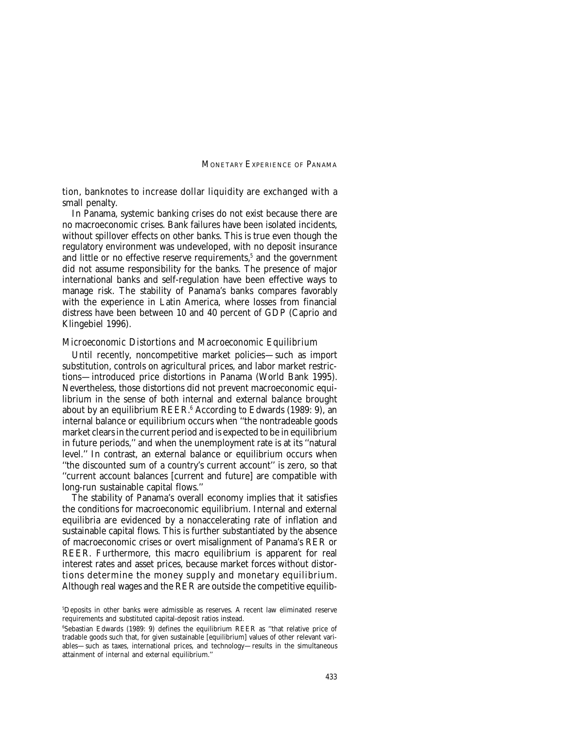tion, banknotes to increase dollar liquidity are exchanged with a small penalty.

In Panama, systemic banking crises do not exist because there are no macroeconomic crises. Bank failures have been isolated incidents, without spillover effects on other banks. This is true even though the regulatory environment was undeveloped, with no deposit insurance and little or no effective reserve requirements,[5] and the government did not assume responsibility for the banks. The presence of major international banks and self-regulation have been effective ways to manage risk. The stability of Panama's banks compares favorably with the experience in Latin America, where losses from financial distress have been between 10 and 40 percent of GDP (Caprio and Klingebiel 1996).

### *Microeconomic Distortions and Macroeconomic Equilibrium*

Until recently, noncompetitive market policies—such as import substitution, controls on agricultural prices, and labor market restrictions—introduced price distortions in Panama (World Bank 1995). Nevertheless, those distortions did not prevent macroeconomic equilibrium in the sense of both internal and external balance brought about by an equilibrium REER.[6] According to Edwards (1989: 9), an internal balance or equilibrium occurs when ''the nontradeable goods market clears in the current period and is expected to be in equilibrium in future periods,'' and when the unemployment rate is at its ''natural level.'' In contrast, an external balance or equilibrium occurs when ''the discounted sum of a country's current account'' is zero, so that ''current account balances [current and future] are compatible with long-run sustainable capital flows.''

The stability of Panama's overall economy implies that it satisfies the conditions for macroeconomic equilibrium. Internal and external equilibria are evidenced by a nonaccelerating rate of inflation and sustainable capital flows. This is further substantiated by the absence of macroeconomic crises or overt misalignment of Panama's RER or REER. Furthermore, this macro equilibrium is apparent for real interest rates and asset prices, because market forces without distortions determine the money supply and monetary equilibrium. Although real wages and the RER are outside the competitive equilib-

[5]Deposits in other banks were admissible as reserves. A recent law eliminated reserve requirements and substituted capital-deposit ratios instead.

[6]Sebastian Edwards (1989: 9) defines the equilibrium REER as ''that relative price of tradable goods such that, for given sustainable [equilibrium] values of other relevant variables—such as taxes, international prices, and technology—results in the simultaneous attainment of internal and external equilibrium.''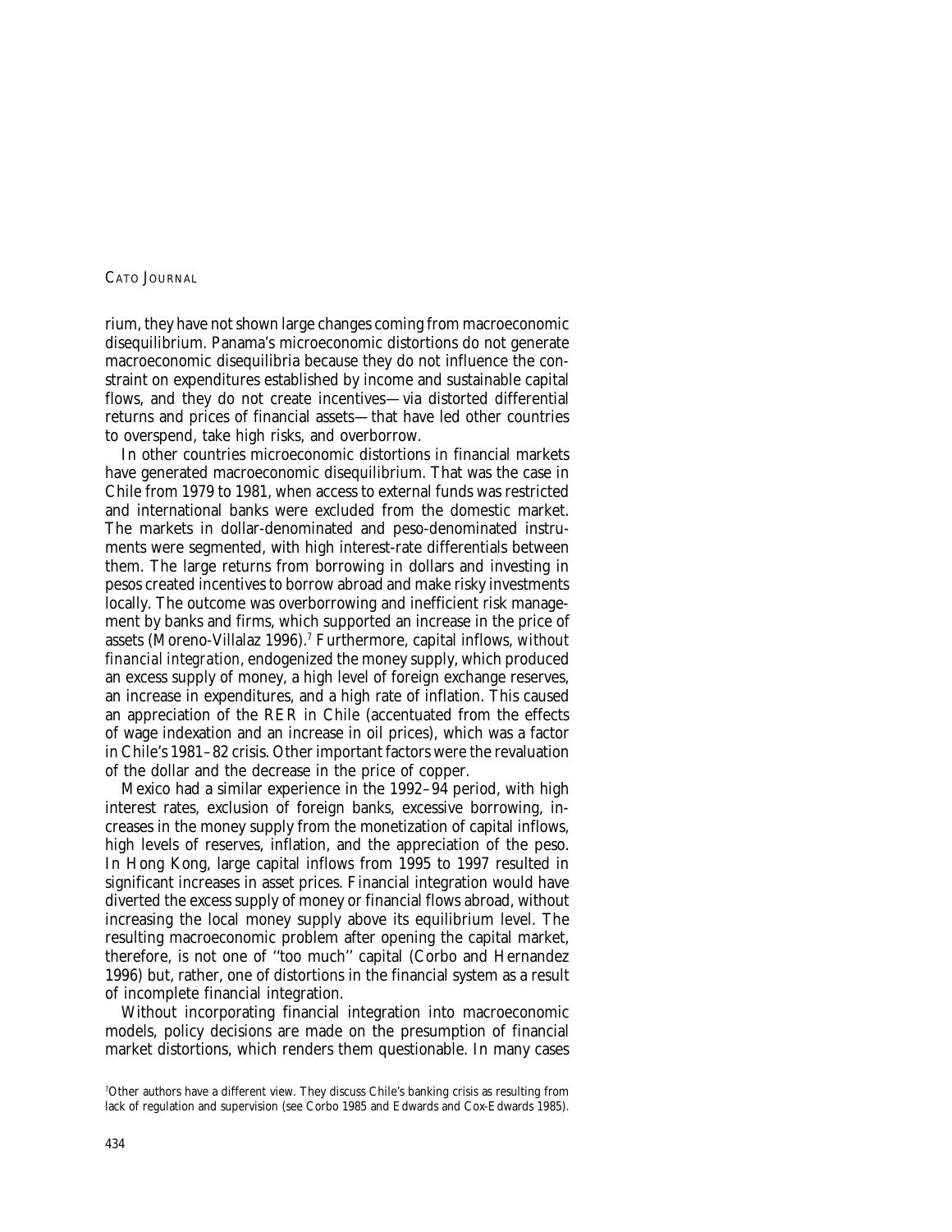rium, they have not shown large changes coming from macroeconomic disequilibrium. Panama's microeconomic distortions do not generate macroeconomic disequilibria because they do not influence the constraint on expenditures established by income and sustainable capital flows, and they do not create incentives—via distorted differential returns and prices of financial assets—that have led other countries to overspend, take high risks, and overborrow.

In other countries microeconomic distortions in financial markets have generated macroeconomic disequilibrium. That was the case in Chile from 1979 to 1981, when access to external funds was restricted and international banks were excluded from the domestic market. The markets in dollar-denominated and peso-denominated instruments were segmented, with high interest-rate differentials between them. The large returns from borrowing in dollars and investing in pesos created incentives to borrow abroad and make risky investments locally. The outcome was overborrowing and inefficient risk management by banks and firms, which supported an increase in the price of assets (Moreno-Villalaz 1996).[7] Furthermore, capital inflows, *without financial integration*, endogenized the money supply, which produced an excess supply of money, a high level of foreign exchange reserves, an increase in expenditures, and a high rate of inflation. This caused an appreciation of the RER in Chile (accentuated from the effects of wage indexation and an increase in oil prices), which was a factor in Chile's 1981–82 crisis. Other important factors were the revaluation of the dollar and the decrease in the price of copper.

Mexico had a similar experience in the 1992–94 period, with high interest rates, exclusion of foreign banks, excessive borrowing, increases in the money supply from the monetization of capital inflows, high levels of reserves, inflation, and the appreciation of the peso. In Hong Kong, large capital inflows from 1995 to 1997 resulted in significant increases in asset prices. Financial integration would have diverted the excess supply of money or financial flows abroad, without increasing the local money supply above its equilibrium level. The resulting macroeconomic problem after opening the capital market, therefore, is not one of "too much" capital (Corbo and Hernandez 1996) but, rather, one of distortions in the financial system as a result of incomplete financial integration.

Without incorporating financial integration into macroeconomic models, policy decisions are made on the presumption of financial market distortions, which renders them questionable. In many cases

[7]Other authors have a different view. They discuss Chile's banking crisis as resulting from lack of regulation and supervision (see Corbo 1985 and Edwards and Cox-Edwards 1985).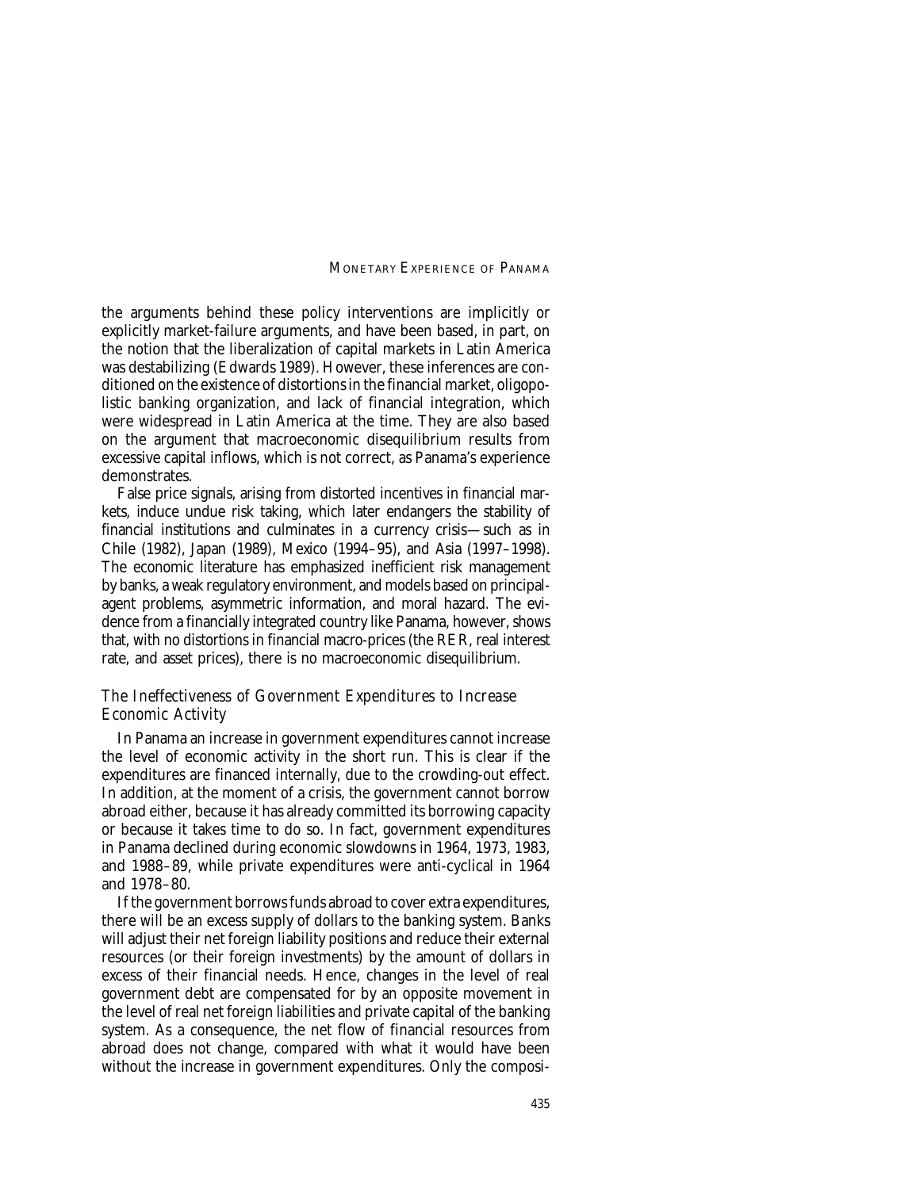the arguments behind these policy interventions are implicitly or explicitly market-failure arguments, and have been based, in part, on the notion that the liberalization of capital markets in Latin America was destabilizing (Edwards 1989). However, these inferences are conditioned on the existence of distortions in the financial market, oligopolistic banking organization, and lack of financial integration, which were widespread in Latin America at the time. They are also based on the argument that macroeconomic disequilibrium results from excessive capital inflows, which is not correct, as Panama's experience demonstrates.

False price signals, arising from distorted incentives in financial markets, induce undue risk taking, which later endangers the stability of financial institutions and culminates in a currency crisis—such as in Chile (1982), Japan (1989), Mexico (1994–95), and Asia (1997–1998). The economic literature has emphasized inefficient risk management by banks, a weak regulatory environment, and models based on principal-agent problems, asymmetric information, and moral hazard. The evidence from a financially integrated country like Panama, however, shows that, with no distortions in financial macro-prices (the RER, real interest rate, and asset prices), there is no macroeconomic disequilibrium.

## The Ineffectiveness of Government Expenditures to Increase Economic Activity

In Panama an increase in government expenditures cannot increase the level of economic activity in the short run. This is clear if the expenditures are financed internally, due to the crowding-out effect. In addition, at the moment of a crisis, the government cannot borrow abroad either, because it has already committed its borrowing capacity or because it takes time to do so. In fact, government expenditures in Panama declined during economic slowdowns in 1964, 1973, 1983, and 1988–89, while private expenditures were anti-cyclical in 1964 and 1978–80.

If the government borrows funds abroad to cover extra expenditures, there will be an excess supply of dollars to the banking system. Banks will adjust their net foreign liability positions and reduce their external resources (or their foreign investments) by the amount of dollars in excess of their financial needs. Hence, changes in the level of real government debt are compensated for by an opposite movement in the level of real net foreign liabilities and private capital of the banking system. As a consequence, the net flow of financial resources from abroad does not change, compared with what it would have been without the increase in government expenditures. Only the composi-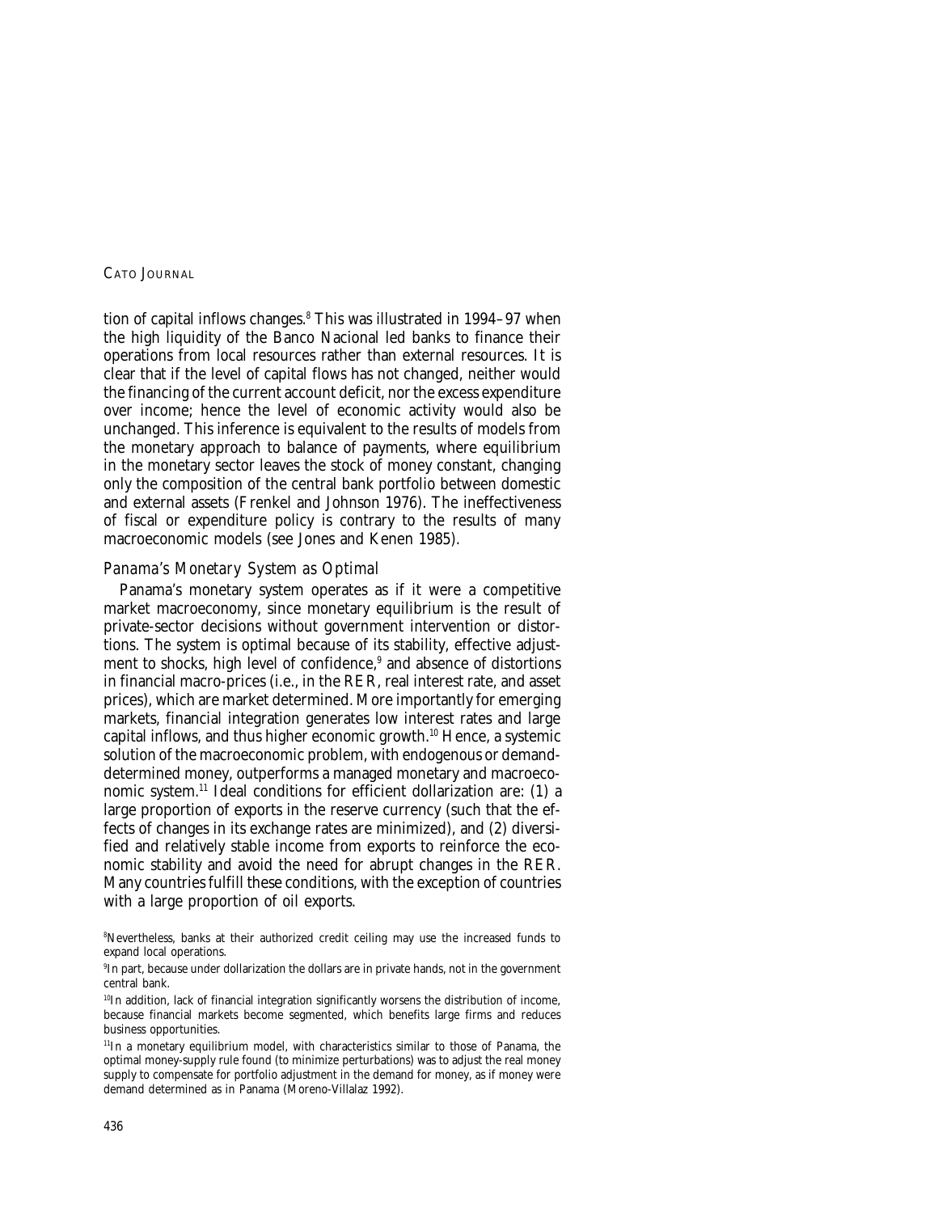tion of capital inflows changes.[8] This was illustrated in 1994–97 when the high liquidity of the Banco Nacional led banks to finance their operations from local resources rather than external resources. It is clear that if the level of capital flows has not changed, neither would the financing of the current account deficit, nor the excess expenditure over income; hence the level of economic activity would also be unchanged. This inference is equivalent to the results of models from the monetary approach to balance of payments, where equilibrium in the monetary sector leaves the stock of money constant, changing only the composition of the central bank portfolio between domestic and external assets (Frenkel and Johnson 1976). The ineffectiveness of fiscal or expenditure policy is contrary to the results of many macroeconomic models (see Jones and Kenen 1985).

### *Panama's Monetary System as Optimal*

Panama's monetary system operates as if it were a competitive market macroeconomy, since monetary equilibrium is the result of private-sector decisions without government intervention or distortions. The system is optimal because of its stability, effective adjustment to shocks, high level of confidence,[9] and absence of distortions in financial macro-prices (i.e., in the RER, real interest rate, and asset prices), which are market determined. More importantly for emerging markets, financial integration generates low interest rates and large capital inflows, and thus higher economic growth.[10] Hence, a systemic solution of the macroeconomic problem, with endogenous or demand-determined money, outperforms a managed monetary and macroeconomic system.[11] Ideal conditions for efficient dollarization are: (1) a large proportion of exports in the reserve currency (such that the effects of changes in its exchange rates are minimized), and (2) diversified and relatively stable income from exports to reinforce the economic stability and avoid the need for abrupt changes in the RER. Many countries fulfill these conditions, with the exception of countries with a large proportion of oil exports.

---

[8]Nevertheless, banks at their authorized credit ceiling may use the increased funds to expand local operations.

[9]In part, because under dollarization the dollars are in private hands, not in the government central bank.

[10]In addition, lack of financial integration significantly worsens the distribution of income, because financial markets become segmented, which benefits large firms and reduces business opportunities.

[11]In a monetary equilibrium model, with characteristics similar to those of Panama, the optimal money-supply rule found (to minimize perturbations) was to adjust the real money supply to compensate for portfolio adjustment in the demand for money, as if money were demand determined as in Panama (Moreno-Villalaz 1992).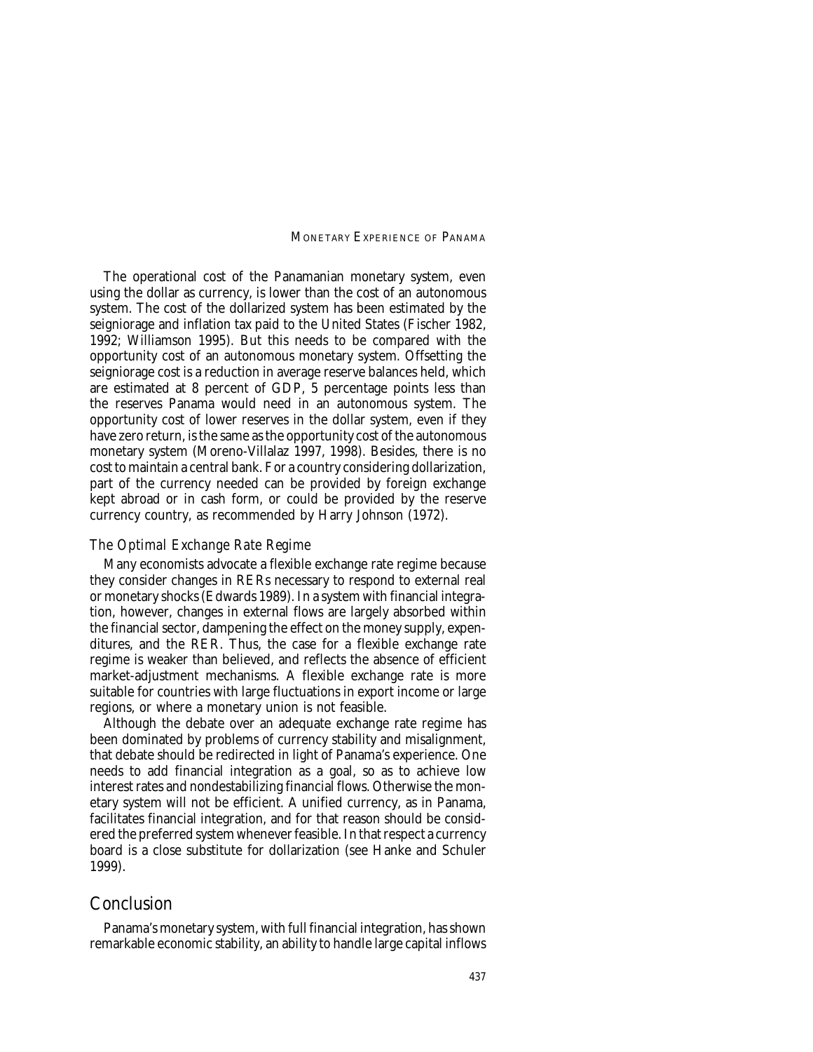The operational cost of the Panamanian monetary system, even using the dollar as currency, is lower than the cost of an autonomous system. The cost of the dollarized system has been estimated by the seigniorage and inflation tax paid to the United States (Fischer 1982, 1992; Williamson 1995). But this needs to be compared with the opportunity cost of an autonomous monetary system. Offsetting the seigniorage cost is a reduction in average reserve balances held, which are estimated at 8 percent of GDP, 5 percentage points less than the reserves Panama would need in an autonomous system. The opportunity cost of lower reserves in the dollar system, even if they have zero return, is the same as the opportunity cost of the autonomous monetary system (Moreno-Villalaz 1997, 1998). Besides, there is no cost to maintain a central bank. For a country considering dollarization, part of the currency needed can be provided by foreign exchange kept abroad or in cash form, or could be provided by the reserve currency country, as recommended by Harry Johnson (1972).

### *The Optimal Exchange Rate Regime*

Many economists advocate a flexible exchange rate regime because they consider changes in RERs necessary to respond to external real or monetary shocks (Edwards 1989). In a system with financial integration, however, changes in external flows are largely absorbed within the financial sector, dampening the effect on the money supply, expenditures, and the RER. Thus, the case for a flexible exchange rate regime is weaker than believed, and reflects the absence of efficient market-adjustment mechanisms. A flexible exchange rate is more suitable for countries with large fluctuations in export income or large regions, or where a monetary union is not feasible.

Although the debate over an adequate exchange rate regime has been dominated by problems of currency stability and misalignment, that debate should be redirected in light of Panama's experience. One needs to add financial integration as a goal, so as to achieve low interest rates and nondestabilizing financial flows. Otherwise the monetary system will not be efficient. A unified currency, as in Panama, facilitates financial integration, and for that reason should be considered the preferred system whenever feasible. In that respect a currency board is a close substitute for dollarization (see Hanke and Schuler 1999).

## Conclusion

Panama's monetary system, with full financial integration, has shown remarkable economic stability, an ability to handle large capital inflows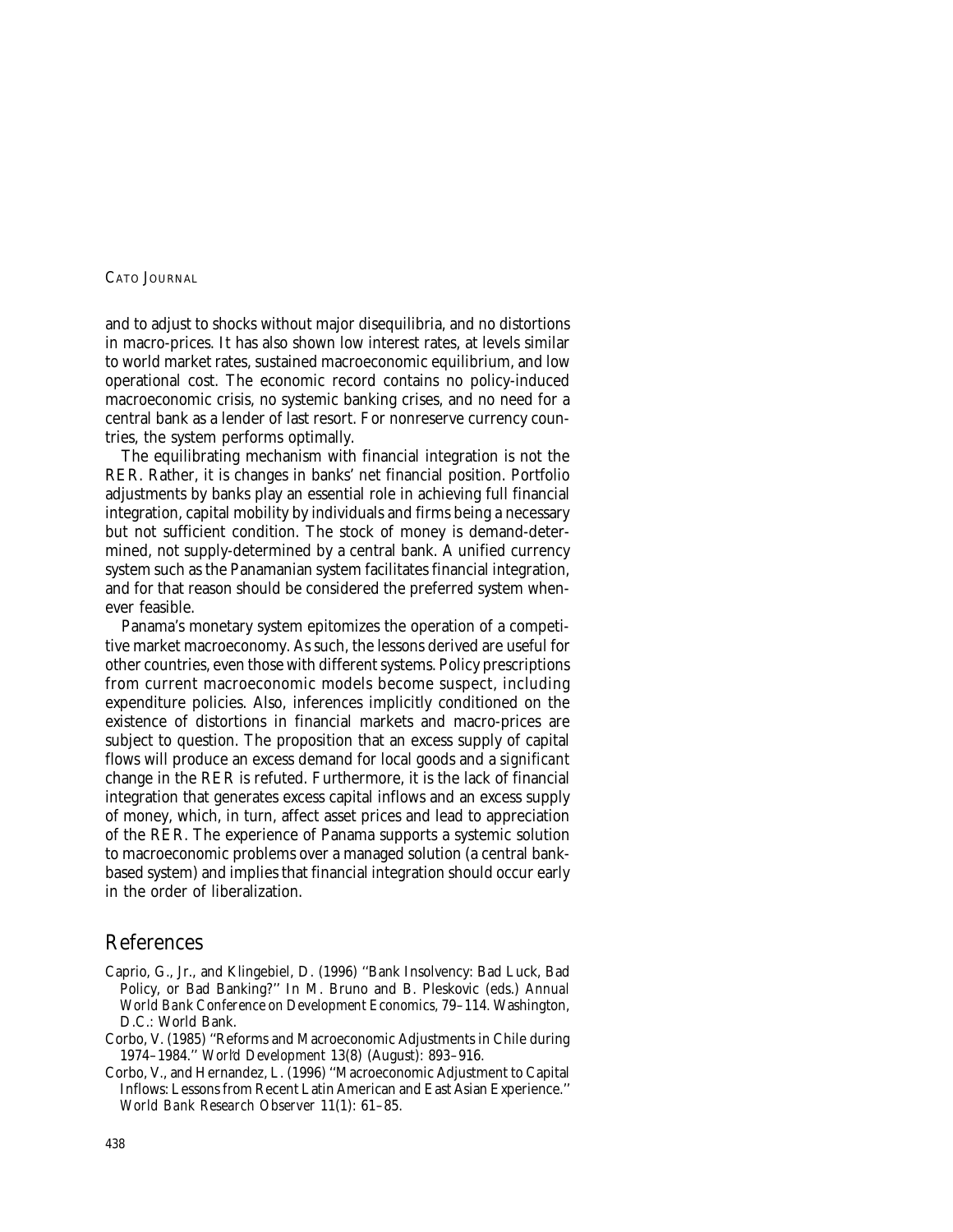and to adjust to shocks without major disequilibria, and no distortions in macro-prices. It has also shown low interest rates, at levels similar to world market rates, sustained macroeconomic equilibrium, and low operational cost. The economic record contains no policy-induced macroeconomic crisis, no systemic banking crises, and no need for a central bank as a lender of last resort. For nonreserve currency countries, the system performs optimally.

The equilibrating mechanism with financial integration is not the RER. Rather, it is changes in banks' net financial position. Portfolio adjustments by banks play an essential role in achieving full financial integration, capital mobility by individuals and firms being a necessary but not sufficient condition. The stock of money is demand-determined, not supply-determined by a central bank. A unified currency system such as the Panamanian system facilitates financial integration, and for that reason should be considered the preferred system whenever feasible.

Panama's monetary system epitomizes the operation of a competitive market macroeconomy. As such, the lessons derived are useful for other countries, even those with different systems. Policy prescriptions from current macroeconomic models become suspect, including expenditure policies. Also, inferences implicitly conditioned on the existence of distortions in financial markets and macro-prices are subject to question. The proposition that an excess supply of capital flows will produce an excess demand for local goods and a significant change in the RER is refuted. Furthermore, it is the lack of financial integration that generates excess capital inflows and an excess supply of money, which, in turn, affect asset prices and lead to appreciation of the RER. The experience of Panama supports a systemic solution to macroeconomic problems over a managed solution (a central bank-based system) and implies that financial integration should occur early in the order of liberalization.

## References

Caprio, G., Jr., and Klingebiel, D. (1996) ''Bank Insolvency: Bad Luck, Bad Policy, or Bad Banking?'' In M. Bruno and B. Pleskovic (eds.) *Annual World Bank Conference on Development Economics*, 79–114. Washington, D.C.: World Bank.

Corbo, V. (1985) ''Reforms and Macroeconomic Adjustments in Chile during 1974–1984.'' *World Development* 13(8) (August): 893–916.

Corbo, V., and Hernandez, L. (1996) ''Macroeconomic Adjustment to Capital Inflows: Lessons from Recent Latin American and East Asian Experience.'' *World Bank Research Observer* 11(1): 61–85.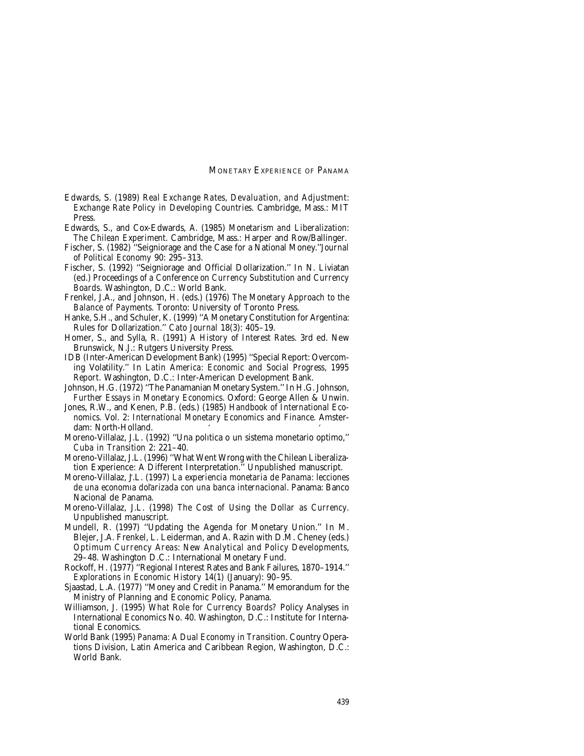Edwards, S. (1989) *Real Exchange Rates, Devaluation, and Adjustment: Exchange Rate Policy in Developing Countries*. Cambridge, Mass.: MIT Press.

Edwards, S., and Cox-Edwards, A. (1985) *Monetarism and Liberalization: The Chilean Experiment*. Cambridge, Mass.: Harper and Row/Ballinger.

Fischer, S. (1982) "Seigniorage and the Case for a National Money." *Journal of Political Economy* 90: 295–313.

Fischer, S. (1992) "Seigniorage and Official Dollarization." In N. Liviatan (ed.) *Proceedings of a Conference on Currency Substitution and Currency Boards*. Washington, D.C.: World Bank.

Frenkel, J.A., and Johnson, H. (eds.) (1976) *The Monetary Approach to the Balance of Payments*. Toronto: University of Toronto Press.

Hanke, S.H., and Schuler, K. (1999) "A Monetary Constitution for Argentina: Rules for Dollarization." *Cato Journal* 18(3): 405–19.

Homer, S., and Sylla, R. (1991) *A History of Interest Rates*. 3rd ed. New Brunswick, N.J.: Rutgers University Press.

IDB (Inter-American Development Bank) (1995) "Special Report: Overcoming Volatility." In *Latin America: Economic and Social Progress, 1995 Report*. Washington, D.C.: Inter-American Development Bank.

Johnson, H.G. (1972) "The Panamanian Monetary System." In H.G. Johnson, *Further Essays in Monetary Economics*. Oxford: George Allen & Unwin.

Jones, R.W., and Kenen, P.B. (eds.) (1985) *Handbook of International Economics. Vol. 2: International Monetary Economics and Finance*. Amsterdam: North-Holland.

Moreno-Villalaz, J.L. (1992) "Una política o un sistema monetario óptimo," *Cuba in Transition* 2: 221–40.

Moreno-Villalaz, J.L. (1996) "What Went Wrong with the Chilean Liberalization Experience: A Different Interpretation." Unpublished manuscript.

Moreno-Villalaz, J.L. (1997) *La experiencia monetaria de Panamá: lecciones de una economía dolarizada con una banca internacional*. Panama: Banco Nacional de Panamá.

Moreno-Villalaz, J.L. (1998) *The Cost of Using the Dollar as Currency*. Unpublished manuscript.

Mundell, R. (1997) "Updating the Agenda for Monetary Union." In M. Blejer, J.A. Frenkel, L. Leiderman, and A. Razin with D.M. Cheney (eds.) *Optimum Currency Areas: New Analytical and Policy Developments*, 29–48. Washington D.C.: International Monetary Fund.

Rockoff, H. (1977) "Regional Interest Rates and Bank Failures, 1870–1914." *Explorations in Economic History* 14(1) (January): 90–95.

Sjaastad, L.A. (1977) "Money and Credit in Panama." Memorandum for the Ministry of Planning and Economic Policy, Panama.

Williamson, J. (1995) *What Role for Currency Boards?* Policy Analyses in International Economics No. 40. Washington, D.C.: Institute for International Economics.

World Bank (1995) *Panama: A Dual Economy in Transition*. Country Operations Division, Latin America and Caribbean Region, Washington, D.C.: World Bank.